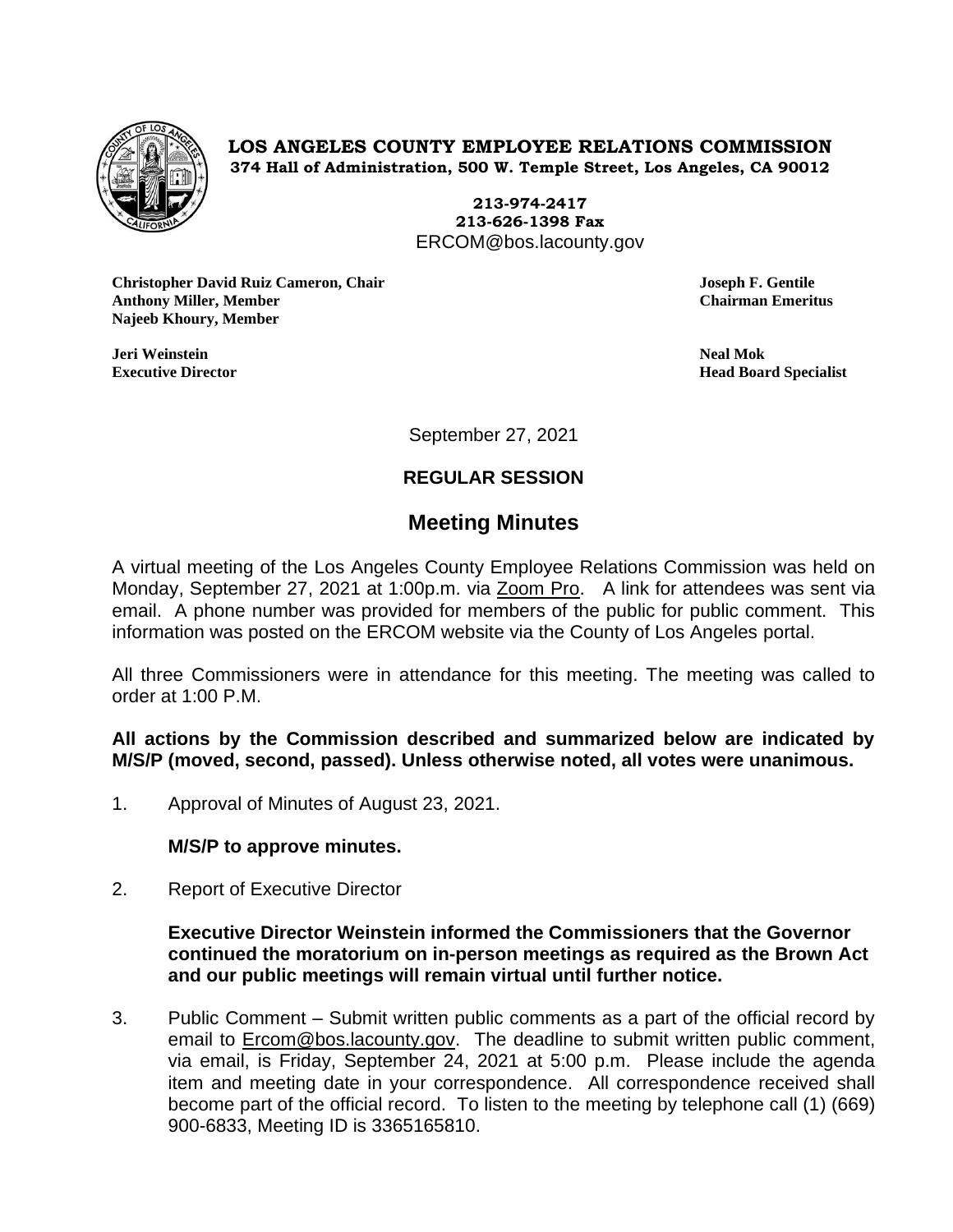**LOS ANGELES COUNTY EMPLOYEE RELATIONS COMMISSION**
**374 Hall of Administration, 500 W. Temple Street, Los Angeles, CA 90012**

**213-974-2417**
**213-626-1398 Fax**
ERCOM@bos.lacounty.gov

**Christopher David Ruiz Cameron, Chair**
**Anthony Miller, Member**
**Najeeb Khoury, Member**

**Joseph F. Gentile**
**Chairman Emeritus**

**Jeri Weinstein**
**Executive Director**

**Neal Mok**
**Head Board Specialist**

September 27, 2021

**REGULAR SESSION**

## Meeting Minutes

A virtual meeting of the Los Angeles County Employee Relations Commission was held on Monday, September 27, 2021 at 1:00p.m. via Zoom Pro. A link for attendees was sent via email. A phone number was provided for members of the public for public comment. This information was posted on the ERCOM website via the County of Los Angeles portal.

All three Commissioners were in attendance for this meeting. The meeting was called to order at 1:00 P.M.

**All actions by the Commission described and summarized below are indicated by M/S/P (moved, second, passed). Unless otherwise noted, all votes were unanimous.**

1. Approval of Minutes of August 23, 2021.

   **M/S/P to approve minutes.**

2. Report of Executive Director

   **Executive Director Weinstein informed the Commissioners that the Governor continued the moratorium on in-person meetings as required as the Brown Act and our public meetings will remain virtual until further notice.**

3. Public Comment – Submit written public comments as a part of the official record by email to Ercom@bos.lacounty.gov. The deadline to submit written public comment, via email, is Friday, September 24, 2021 at 5:00 p.m. Please include the agenda item and meeting date in your correspondence. All correspondence received shall become part of the official record. To listen to the meeting by telephone call (1) (669) 900-6833, Meeting ID is 3365165810.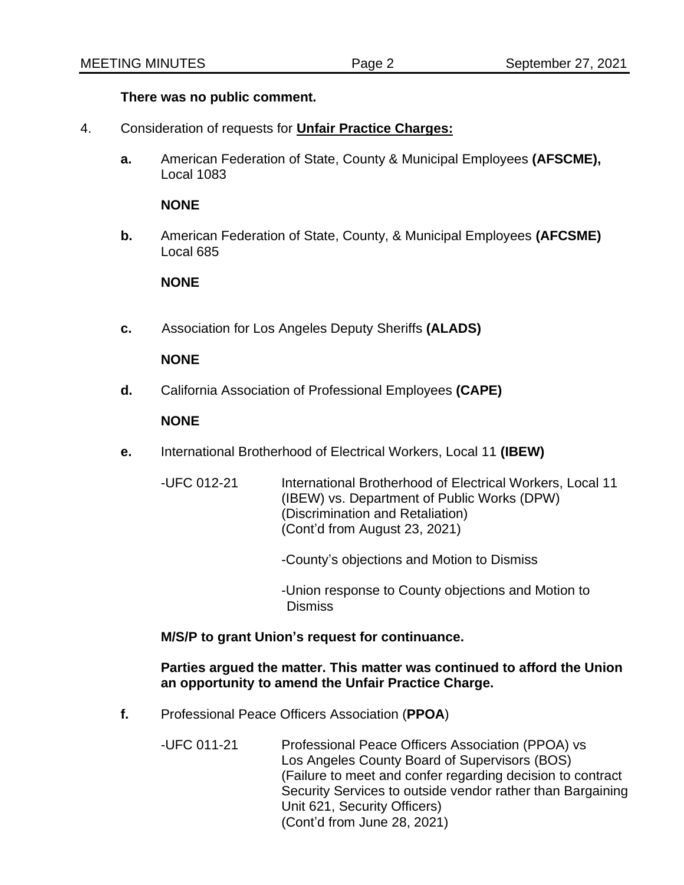**There was no public comment.**

4. Consideration of requests for **Unfair Practice Charges:**

   **a.** American Federation of State, County & Municipal Employees **(AFSCME),** Local 1083

   **NONE**

   **b.** American Federation of State, County, & Municipal Employees **(AFCSME)** Local 685

   **NONE**

   **c.** Association for Los Angeles Deputy Sheriffs **(ALADS)**

   **NONE**

   **d.** California Association of Professional Employees **(CAPE)**

   **NONE**

   **e.** International Brotherhood of Electrical Workers, Local 11 **(IBEW)**

   -UFC 012-21 International Brotherhood of Electrical Workers, Local 11 (IBEW) vs. Department of Public Works (DPW) (Discrimination and Retaliation) (Cont'd from August 23, 2021)

   -County's objections and Motion to Dismiss

   -Union response to County objections and Motion to Dismiss

   **M/S/P to grant Union's request for continuance.**

   **Parties argued the matter. This matter was continued to afford the Union an opportunity to amend the Unfair Practice Charge.**

   **f.** Professional Peace Officers Association (**PPOA**)

   -UFC 011-21 Professional Peace Officers Association (PPOA) vs Los Angeles County Board of Supervisors (BOS) (Failure to meet and confer regarding decision to contract Security Services to outside vendor rather than Bargaining Unit 621, Security Officers) (Cont'd from June 28, 2021)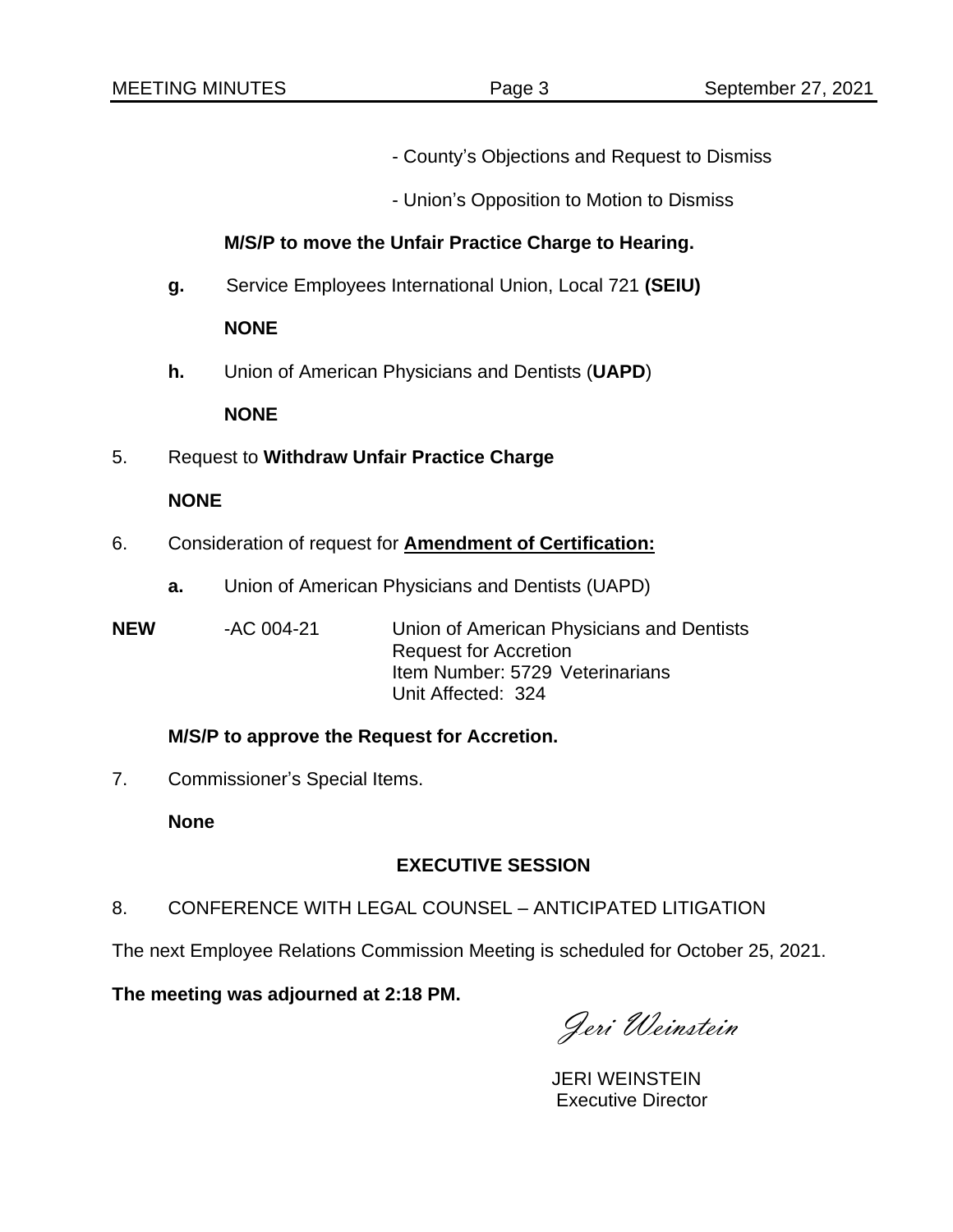- County's Objections and Request to Dismiss

- Union's Opposition to Motion to Dismiss

**M/S/P to move the Unfair Practice Charge to Hearing.**

**g.** Service Employees International Union, Local 721 **(SEIU)**

**NONE**

**h.** Union of American Physicians and Dentists (**UAPD**)

**NONE**

5. Request to **Withdraw Unfair Practice Charge**

**NONE**

6. Consideration of request for **<u>Amendment of Certification:</u>**

**a.** Union of American Physicians and Dentists (UAPD)

**NEW** -AC 004-21 Union of American Physicians and Dentists
Request for Accretion
Item Number: 5729 Veterinarians
Unit Affected: 324

**M/S/P to approve the Request for Accretion.**

7. Commissioner's Special Items.

**None**

## EXECUTIVE SESSION

8. CONFERENCE WITH LEGAL COUNSEL – ANTICIPATED LITIGATION

The next Employee Relations Commission Meeting is scheduled for October 25, 2021.

**The meeting was adjourned at 2:18 PM.**

*Jeri Weinstein*

JERI WEINSTEIN
Executive Director